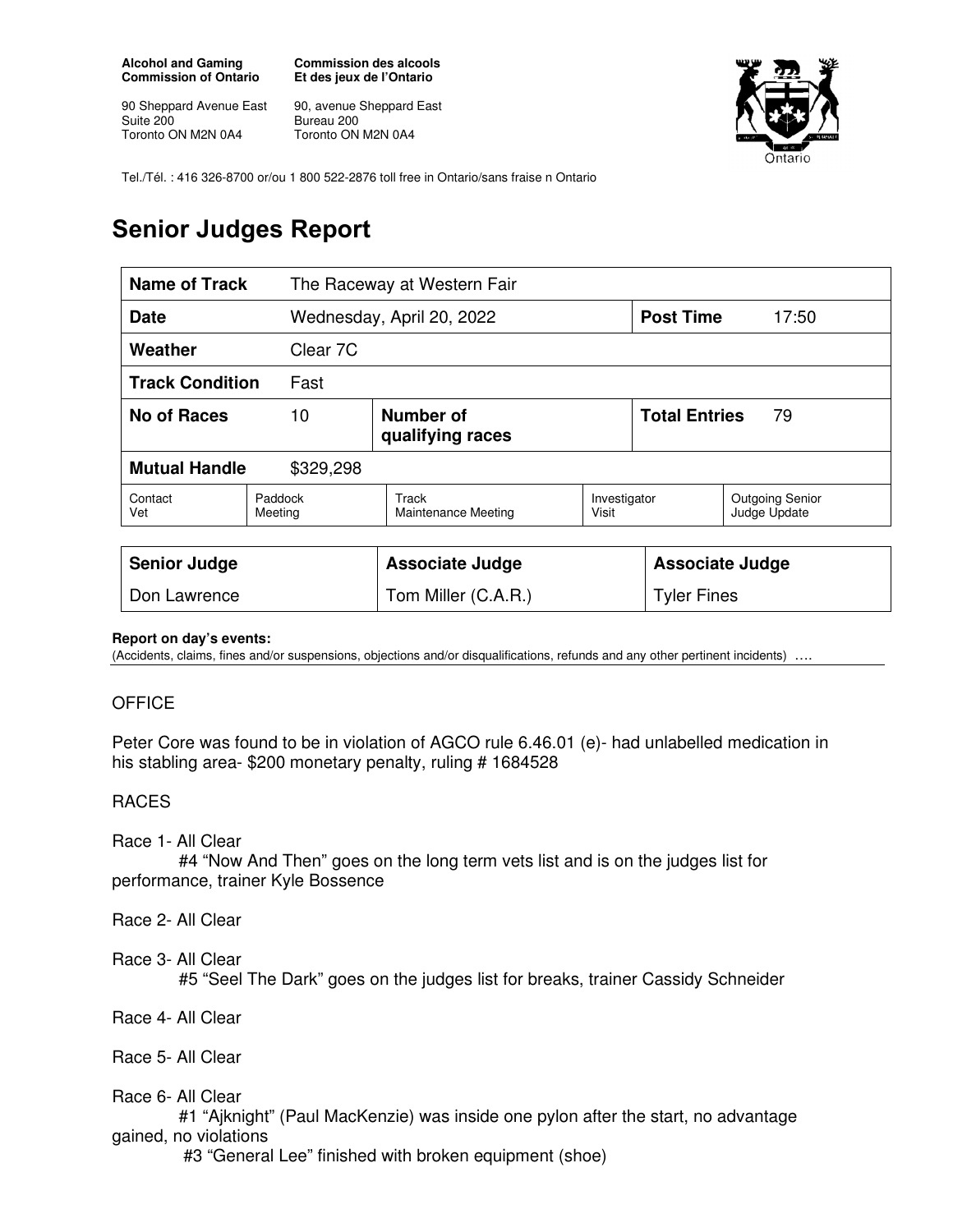**Alcohol and Gaming Commission of Ontario**

90 Sheppard Avenue East
Suite 200
Toronto ON M2N 0A4

**Commission des alcools Et des jeux de l'Ontario**

90, avenue Sheppard East
Bureau 200
Toronto ON M2N 0A4

Tel./Tél. : 416 326-8700 or/ou 1 800 522-2876 toll free in Ontario/sans fraise n Ontario

# Senior Judges Report

| **Name of Track** | The Raceway at Western Fair | | | | |
|---|---|---|---|---|---|
| **Date** | Wednesday, April 20, 2022 | | | **Post Time** | 17:50 |
| **Weather** | Clear 7C | | | | |
| **Track Condition** | Fast | | | | |
| **No of Races** | 10 | **Number of qualifying races** | | **Total Entries** | 79 |
| **Mutual Handle** | $329,298 | | | | |
| Contact Vet | Paddock Meeting | Track Maintenance Meeting | Investigator Visit | Outgoing Senior Judge Update | |

| **Senior Judge** | **Associate Judge** | **Associate Judge** |
|---|---|---|
| Don Lawrence | Tom Miller (C.A.R.) | Tyler Fines |

**Report on day's events:**
(Accidents, claims, fines and/or suspensions, objections and/or disqualifications, refunds and any other pertinent incidents) ….

OFFICE

Peter Core was found to be in violation of AGCO rule 6.46.01 (e)- had unlabelled medication in his stabling area- $200 monetary penalty, ruling # 1684528

RACES

Race 1- All Clear
#4 "Now And Then" goes on the long term vets list and is on the judges list for performance, trainer Kyle Bossence

Race 2- All Clear

Race 3- All Clear
#5 "Seel The Dark" goes on the judges list for breaks, trainer Cassidy Schneider

Race 4- All Clear

Race 5- All Clear

Race 6- All Clear
#1 "Ajknight" (Paul MacKenzie) was inside one pylon after the start, no advantage gained, no violations
#3 "General Lee" finished with broken equipment (shoe)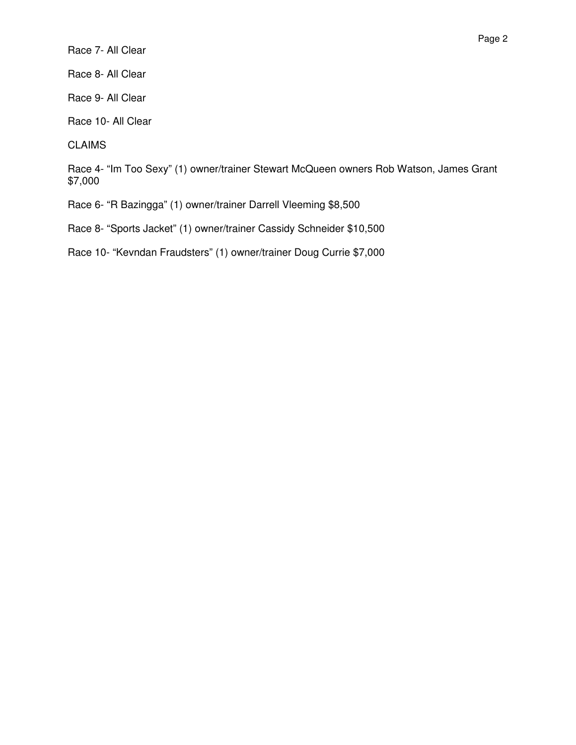Race 7- All Clear

Race 8- All Clear

Race 9- All Clear

Race 10- All Clear

CLAIMS

Race 4- “Im Too Sexy” (1) owner/trainer Stewart McQueen owners Rob Watson, James Grant $7,000

Race 6- “R Bazingga” (1) owner/trainer Darrell Vleeming $8,500

Race 8- “Sports Jacket” (1) owner/trainer Cassidy Schneider $10,500

Race 10- “Kevndan Fraudsters” (1) owner/trainer Doug Currie $7,000